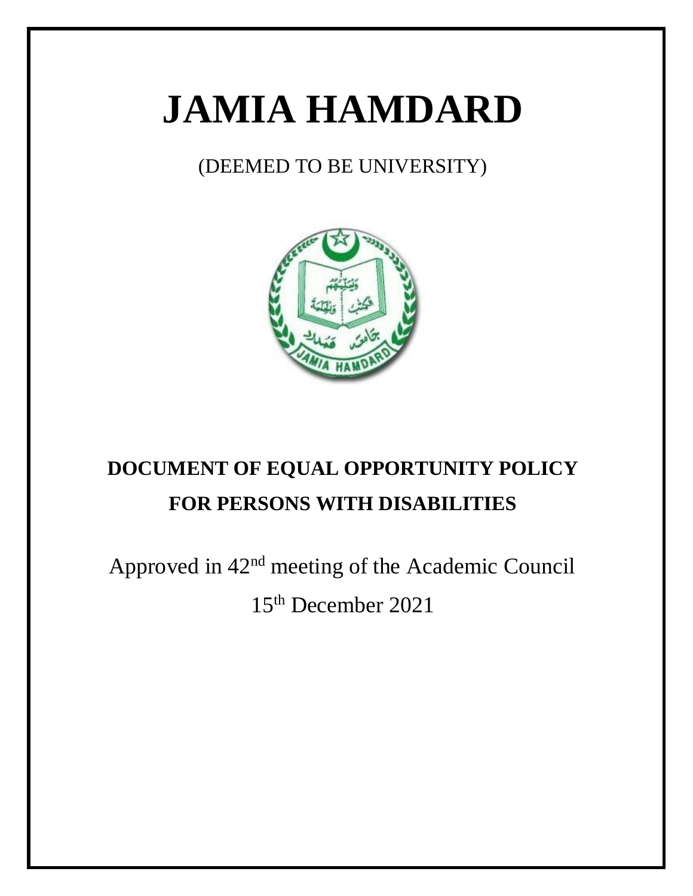# JAMIA HAMDARD

(DEEMED TO BE UNIVERSITY)

## DOCUMENT OF EQUAL OPPORTUNITY POLICY FOR PERSONS WITH DISABILITIES

Approved in 42nd meeting of the Academic Council

15th December 2021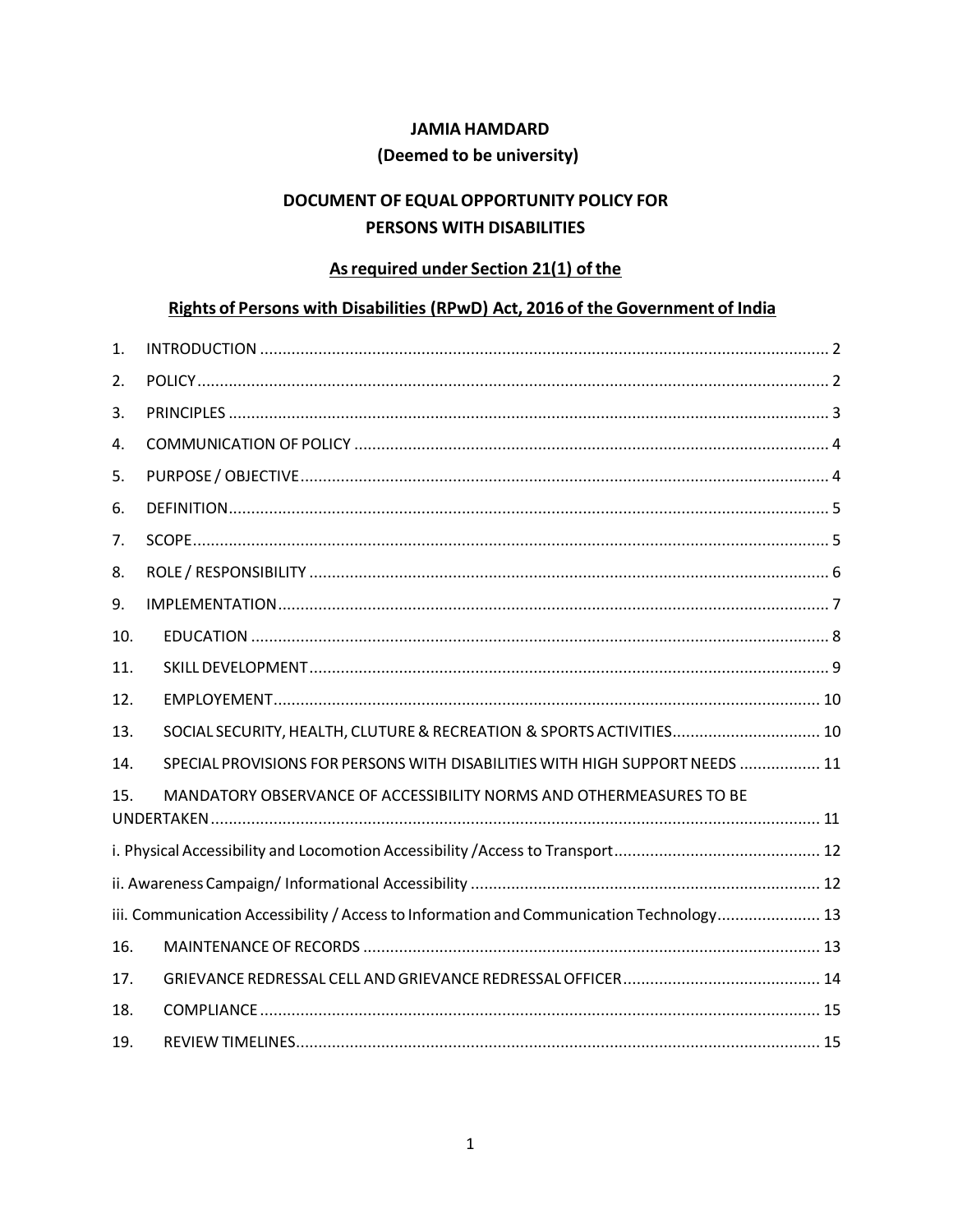**JAMIA HAMDARD**

**(Deemed to be university)**

# DOCUMENT OF EQUAL OPPORTUNITY POLICY FOR PERSONS WITH DISABILITIES

## As required under Section 21(1) of the Rights of Persons with Disabilities (RPwD) Act, 2016 of the Government of India

1. INTRODUCTION ..... 2
2. POLICY ..... 2
3. PRINCIPLES ..... 3
4. COMMUNICATION OF POLICY ..... 4
5. PURPOSE / OBJECTIVE ..... 4
6. DEFINITION ..... 5
7. SCOPE ..... 5
8. ROLE / RESPONSIBILITY ..... 6
9. IMPLEMENTATION ..... 7
10. EDUCATION ..... 8
11. SKILL DEVELOPMENT ..... 9
12. EMPLOYEMENT ..... 10
13. SOCIAL SECURITY, HEALTH, CLUTURE & RECREATION & SPORTS ACTIVITIES ..... 10
14. SPECIAL PROVISIONS FOR PERSONS WITH DISABILITIES WITH HIGH SUPPORT NEEDS ..... 11
15. MANDATORY OBSERVANCE OF ACCESSIBILITY NORMS AND OTHERMEASURES TO BE UNDERTAKEN ..... 11

i. Physical Accessibility and Locomotion Accessibility /Access to Transport ..... 12

ii. Awareness Campaign/ Informational Accessibility ..... 12

iii. Communication Accessibility / Access to Information and Communication Technology ..... 13

16. MAINTENANCE OF RECORDS ..... 13
17. GRIEVANCE REDRESSAL CELL AND GRIEVANCE REDRESSAL OFFICER ..... 14
18. COMPLIANCE ..... 15
19. REVIEW TIMELINES ..... 15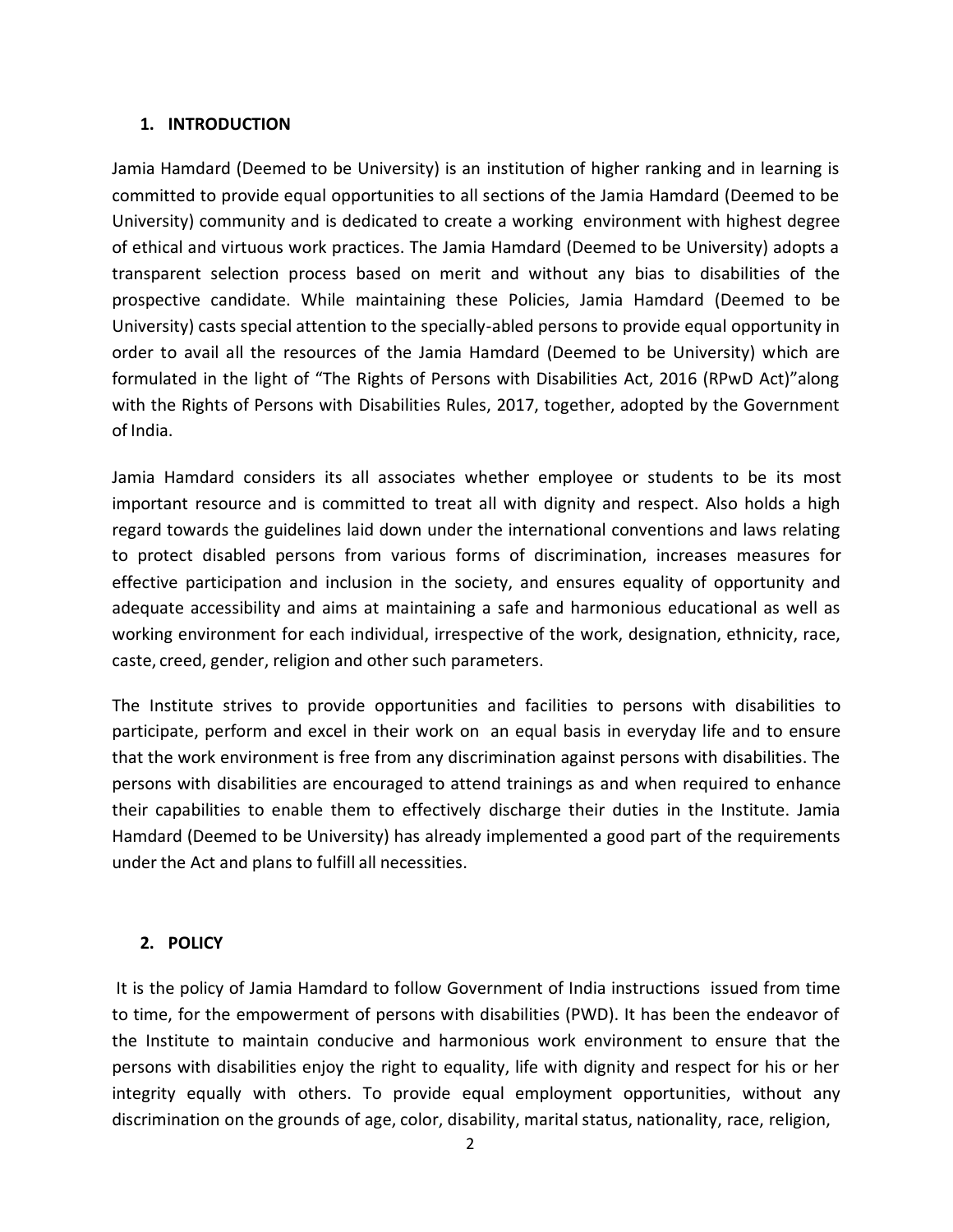## 1. INTRODUCTION

Jamia Hamdard (Deemed to be University) is an institution of higher ranking and in learning is committed to provide equal opportunities to all sections of the Jamia Hamdard (Deemed to be University) community and is dedicated to create a working environment with highest degree of ethical and virtuous work practices. The Jamia Hamdard (Deemed to be University) adopts a transparent selection process based on merit and without any bias to disabilities of the prospective candidate. While maintaining these Policies, Jamia Hamdard (Deemed to be University) casts special attention to the specially-abled persons to provide equal opportunity in order to avail all the resources of the Jamia Hamdard (Deemed to be University) which are formulated in the light of "The Rights of Persons with Disabilities Act, 2016 (RPwD Act)"along with the Rights of Persons with Disabilities Rules, 2017, together, adopted by the Government of India.

Jamia Hamdard considers its all associates whether employee or students to be its most important resource and is committed to treat all with dignity and respect. Also holds a high regard towards the guidelines laid down under the international conventions and laws relating to protect disabled persons from various forms of discrimination, increases measures for effective participation and inclusion in the society, and ensures equality of opportunity and adequate accessibility and aims at maintaining a safe and harmonious educational as well as working environment for each individual, irrespective of the work, designation, ethnicity, race, caste, creed, gender, religion and other such parameters.

The Institute strives to provide opportunities and facilities to persons with disabilities to participate, perform and excel in their work on an equal basis in everyday life and to ensure that the work environment is free from any discrimination against persons with disabilities. The persons with disabilities are encouraged to attend trainings as and when required to enhance their capabilities to enable them to effectively discharge their duties in the Institute. Jamia Hamdard (Deemed to be University) has already implemented a good part of the requirements under the Act and plans to fulfill all necessities.

## 2. POLICY

It is the policy of Jamia Hamdard to follow Government of India instructions issued from time to time, for the empowerment of persons with disabilities (PWD). It has been the endeavor of the Institute to maintain conducive and harmonious work environment to ensure that the persons with disabilities enjoy the right to equality, life with dignity and respect for his or her integrity equally with others. To provide equal employment opportunities, without any discrimination on the grounds of age, color, disability, marital status, nationality, race, religion,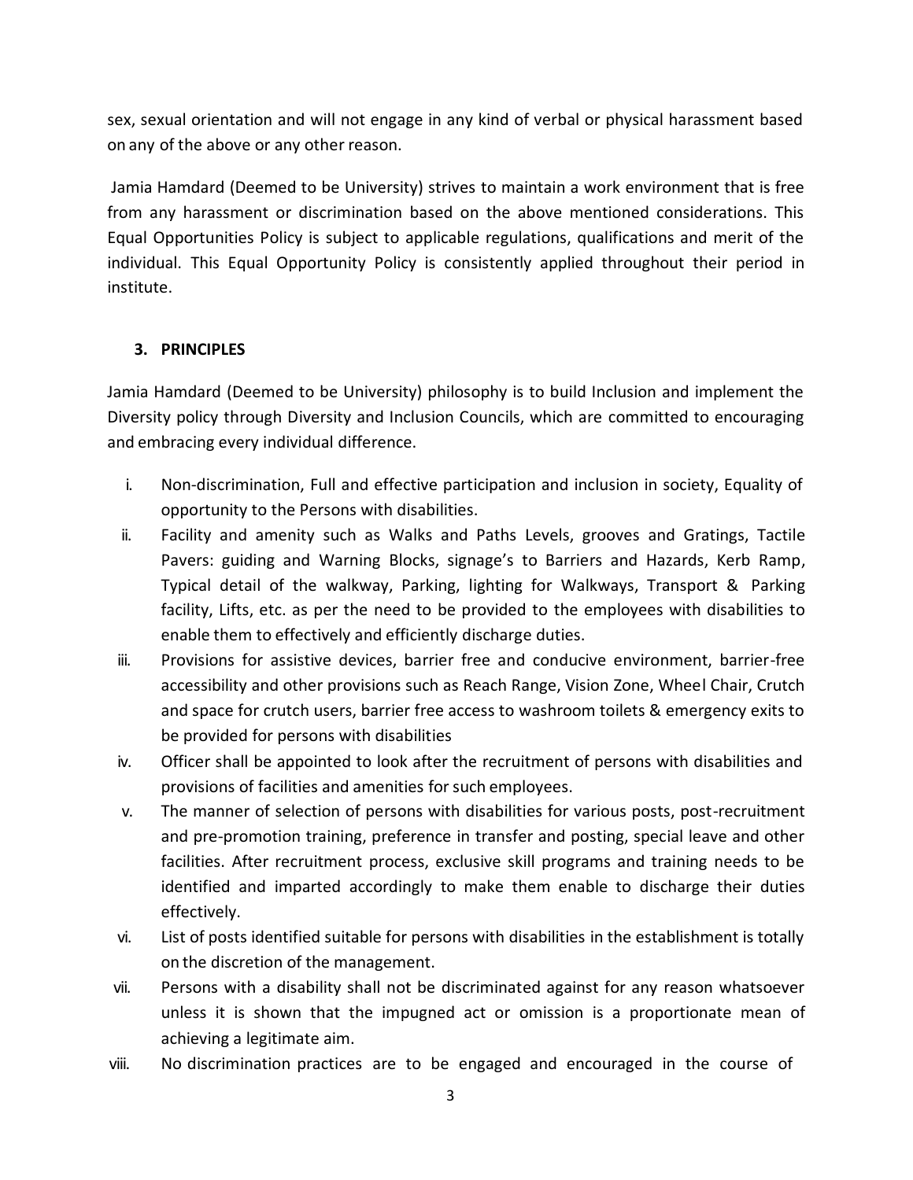sex, sexual orientation and will not engage in any kind of verbal or physical harassment based on any of the above or any other reason.

Jamia Hamdard (Deemed to be University) strives to maintain a work environment that is free from any harassment or discrimination based on the above mentioned considerations. This Equal Opportunities Policy is subject to applicable regulations, qualifications and merit of the individual. This Equal Opportunity Policy is consistently applied throughout their period in institute.

## 3. PRINCIPLES

Jamia Hamdard (Deemed to be University) philosophy is to build Inclusion and implement the Diversity policy through Diversity and Inclusion Councils, which are committed to encouraging and embracing every individual difference.

i. Non-discrimination, Full and effective participation and inclusion in society, Equality of opportunity to the Persons with disabilities.
ii. Facility and amenity such as Walks and Paths Levels, grooves and Gratings, Tactile Pavers: guiding and Warning Blocks, signage's to Barriers and Hazards, Kerb Ramp, Typical detail of the walkway, Parking, lighting for Walkways, Transport & Parking facility, Lifts, etc. as per the need to be provided to the employees with disabilities to enable them to effectively and efficiently discharge duties.
iii. Provisions for assistive devices, barrier free and conducive environment, barrier-free accessibility and other provisions such as Reach Range, Vision Zone, Wheel Chair, Crutch and space for crutch users, barrier free access to washroom toilets & emergency exits to be provided for persons with disabilities
iv. Officer shall be appointed to look after the recruitment of persons with disabilities and provisions of facilities and amenities for such employees.
v. The manner of selection of persons with disabilities for various posts, post-recruitment and pre-promotion training, preference in transfer and posting, special leave and other facilities. After recruitment process, exclusive skill programs and training needs to be identified and imparted accordingly to make them enable to discharge their duties effectively.
vi. List of posts identified suitable for persons with disabilities in the establishment is totally on the discretion of the management.
vii. Persons with a disability shall not be discriminated against for any reason whatsoever unless it is shown that the impugned act or omission is a proportionate mean of achieving a legitimate aim.
viii. No discrimination practices are to be engaged and encouraged in the course of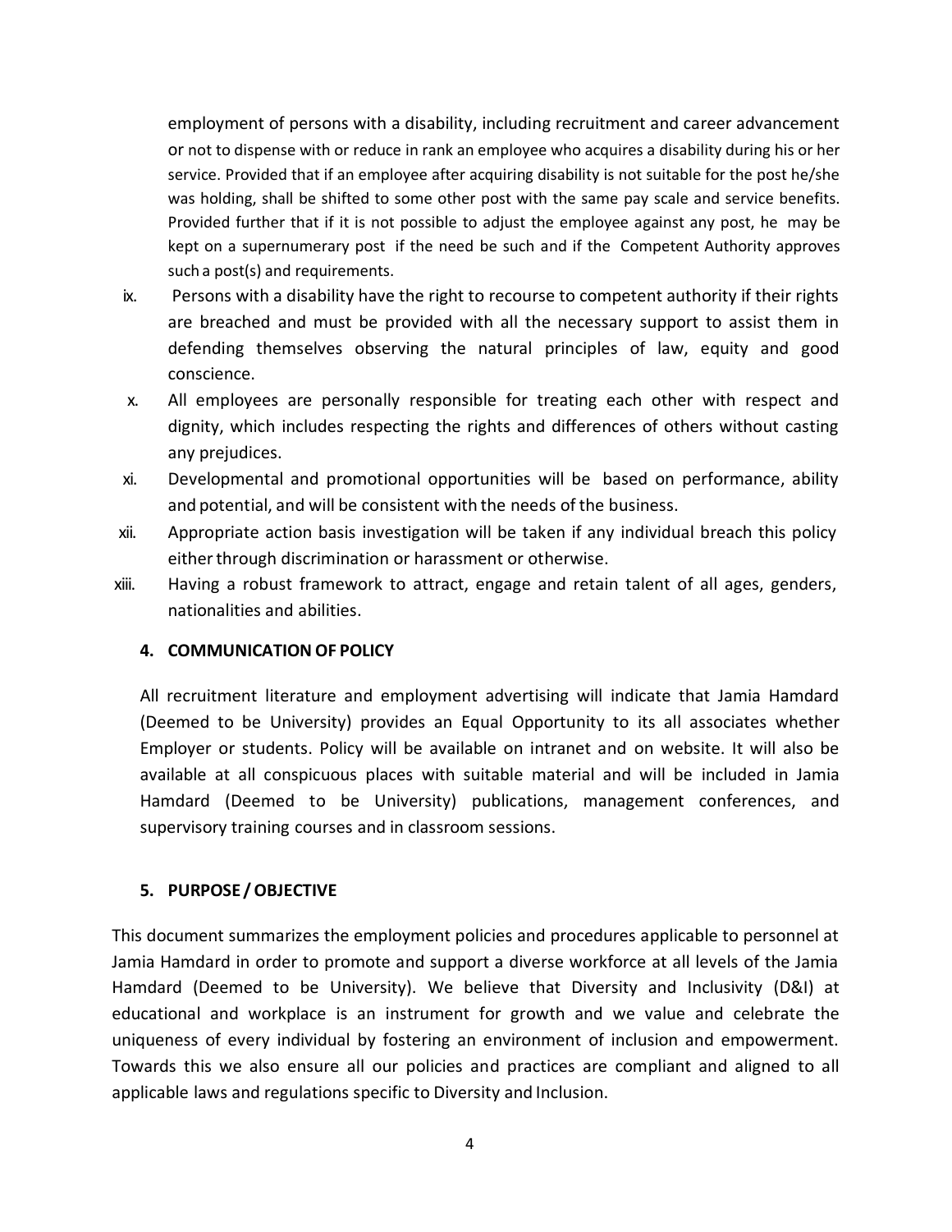employment of persons with a disability, including recruitment and career advancement or not to dispense with or reduce in rank an employee who acquires a disability during his or her service. Provided that if an employee after acquiring disability is not suitable for the post he/she was holding, shall be shifted to some other post with the same pay scale and service benefits. Provided further that if it is not possible to adjust the employee against any post, he may be kept on a supernumerary post if the need be such and if the Competent Authority approves such a post(s) and requirements.

ix. Persons with a disability have the right to recourse to competent authority if their rights are breached and must be provided with all the necessary support to assist them in defending themselves observing the natural principles of law, equity and good conscience.

x. All employees are personally responsible for treating each other with respect and dignity, which includes respecting the rights and differences of others without casting any prejudices.

xi. Developmental and promotional opportunities will be based on performance, ability and potential, and will be consistent with the needs of the business.

xii. Appropriate action basis investigation will be taken if any individual breach this policy either through discrimination or harassment or otherwise.

xiii. Having a robust framework to attract, engage and retain talent of all ages, genders, nationalities and abilities.

### 4. COMMUNICATION OF POLICY

All recruitment literature and employment advertising will indicate that Jamia Hamdard (Deemed to be University) provides an Equal Opportunity to its all associates whether Employer or students. Policy will be available on intranet and on website. It will also be available at all conspicuous places with suitable material and will be included in Jamia Hamdard (Deemed to be University) publications, management conferences, and supervisory training courses and in classroom sessions.

### 5. PURPOSE / OBJECTIVE

This document summarizes the employment policies and procedures applicable to personnel at Jamia Hamdard in order to promote and support a diverse workforce at all levels of the Jamia Hamdard (Deemed to be University). We believe that Diversity and Inclusivity (D&I) at educational and workplace is an instrument for growth and we value and celebrate the uniqueness of every individual by fostering an environment of inclusion and empowerment. Towards this we also ensure all our policies and practices are compliant and aligned to all applicable laws and regulations specific to Diversity and Inclusion.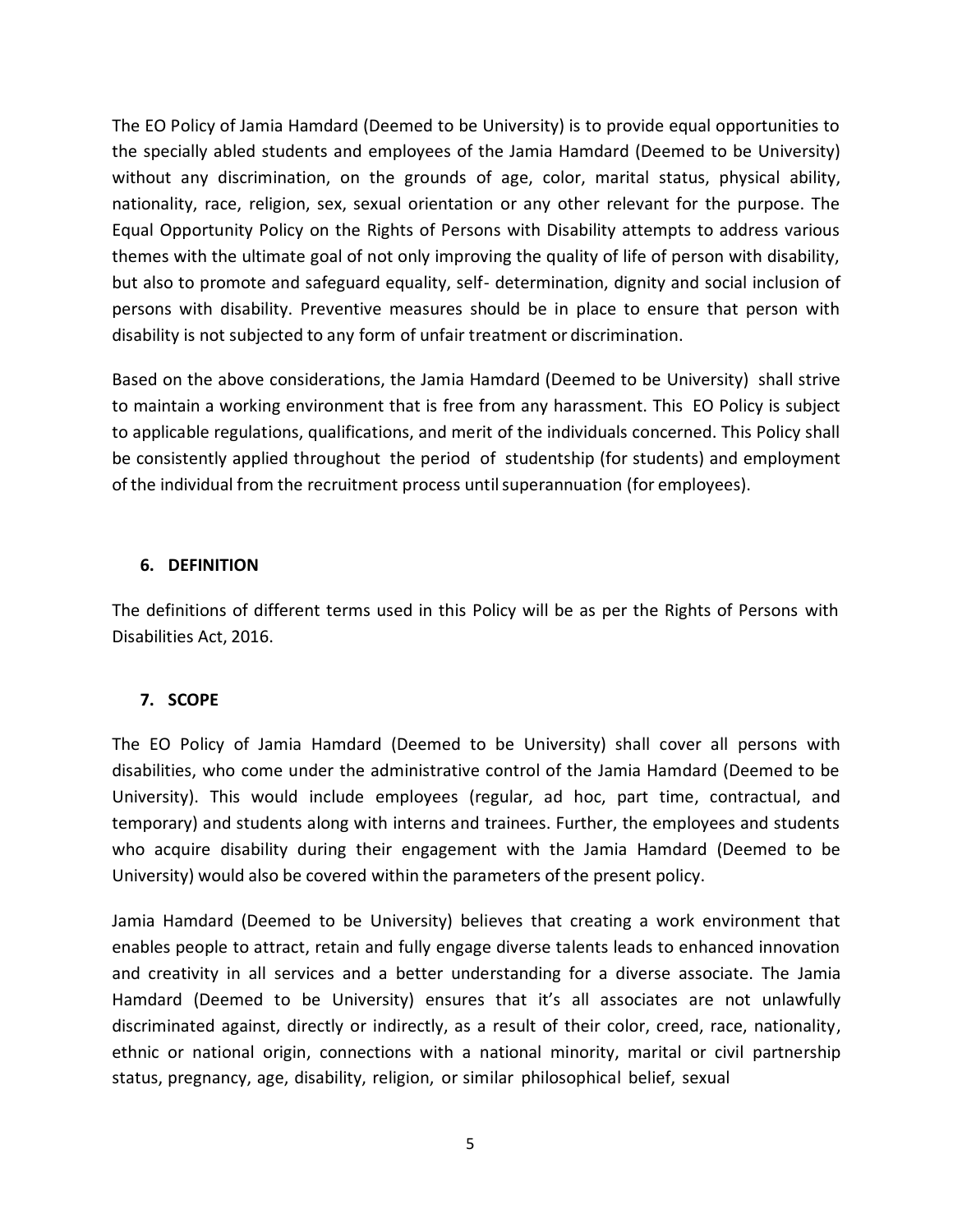The EO Policy of Jamia Hamdard (Deemed to be University) is to provide equal opportunities to the specially abled students and employees of the Jamia Hamdard (Deemed to be University) without any discrimination, on the grounds of age, color, marital status, physical ability, nationality, race, religion, sex, sexual orientation or any other relevant for the purpose. The Equal Opportunity Policy on the Rights of Persons with Disability attempts to address various themes with the ultimate goal of not only improving the quality of life of person with disability, but also to promote and safeguard equality, self- determination, dignity and social inclusion of persons with disability. Preventive measures should be in place to ensure that person with disability is not subjected to any form of unfair treatment or discrimination.

Based on the above considerations, the Jamia Hamdard (Deemed to be University) shall strive to maintain a working environment that is free from any harassment. This EO Policy is subject to applicable regulations, qualifications, and merit of the individuals concerned. This Policy shall be consistently applied throughout the period of studentship (for students) and employment of the individual from the recruitment process until superannuation (for employees).

## 6. DEFINITION

The definitions of different terms used in this Policy will be as per the Rights of Persons with Disabilities Act, 2016.

## 7. SCOPE

The EO Policy of Jamia Hamdard (Deemed to be University) shall cover all persons with disabilities, who come under the administrative control of the Jamia Hamdard (Deemed to be University). This would include employees (regular, ad hoc, part time, contractual, and temporary) and students along with interns and trainees. Further, the employees and students who acquire disability during their engagement with the Jamia Hamdard (Deemed to be University) would also be covered within the parameters of the present policy.

Jamia Hamdard (Deemed to be University) believes that creating a work environment that enables people to attract, retain and fully engage diverse talents leads to enhanced innovation and creativity in all services and a better understanding for a diverse associate. The Jamia Hamdard (Deemed to be University) ensures that it's all associates are not unlawfully discriminated against, directly or indirectly, as a result of their color, creed, race, nationality, ethnic or national origin, connections with a national minority, marital or civil partnership status, pregnancy, age, disability, religion, or similar philosophical belief, sexual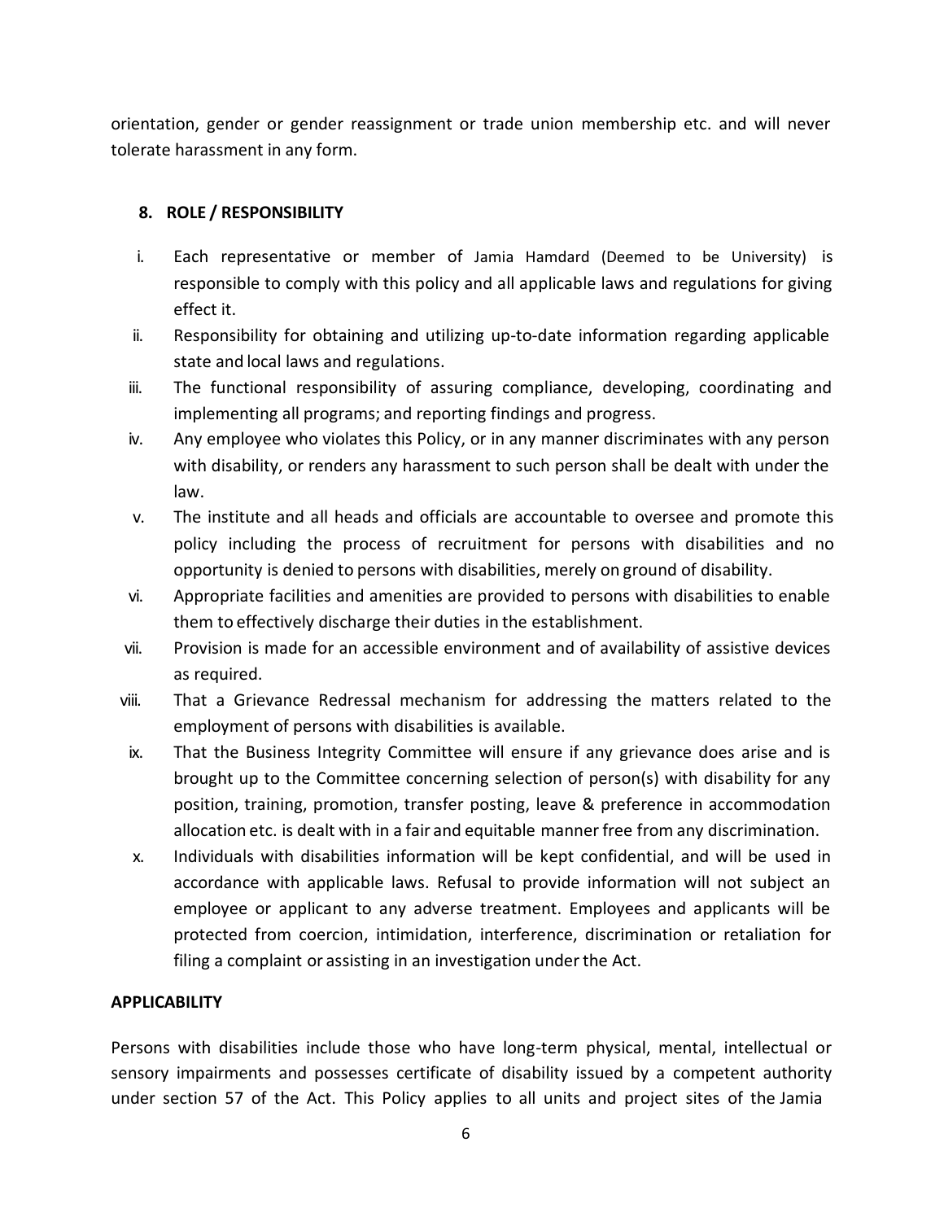orientation, gender or gender reassignment or trade union membership etc. and will never tolerate harassment in any form.

## 8. ROLE / RESPONSIBILITY

i. Each representative or member of Jamia Hamdard (Deemed to be University) is responsible to comply with this policy and all applicable laws and regulations for giving effect it.

ii. Responsibility for obtaining and utilizing up-to-date information regarding applicable state and local laws and regulations.

iii. The functional responsibility of assuring compliance, developing, coordinating and implementing all programs; and reporting findings and progress.

iv. Any employee who violates this Policy, or in any manner discriminates with any person with disability, or renders any harassment to such person shall be dealt with under the law.

v. The institute and all heads and officials are accountable to oversee and promote this policy including the process of recruitment for persons with disabilities and no opportunity is denied to persons with disabilities, merely on ground of disability.

vi. Appropriate facilities and amenities are provided to persons with disabilities to enable them to effectively discharge their duties in the establishment.

vii. Provision is made for an accessible environment and of availability of assistive devices as required.

viii. That a Grievance Redressal mechanism for addressing the matters related to the employment of persons with disabilities is available.

ix. That the Business Integrity Committee will ensure if any grievance does arise and is brought up to the Committee concerning selection of person(s) with disability for any position, training, promotion, transfer posting, leave & preference in accommodation allocation etc. is dealt with in a fair and equitable manner free from any discrimination.

x. Individuals with disabilities information will be kept confidential, and will be used in accordance with applicable laws. Refusal to provide information will not subject an employee or applicant to any adverse treatment. Employees and applicants will be protected from coercion, intimidation, interference, discrimination or retaliation for filing a complaint or assisting in an investigation under the Act.

## APPLICABILITY

Persons with disabilities include those who have long-term physical, mental, intellectual or sensory impairments and possesses certificate of disability issued by a competent authority under section 57 of the Act. This Policy applies to all units and project sites of the Jamia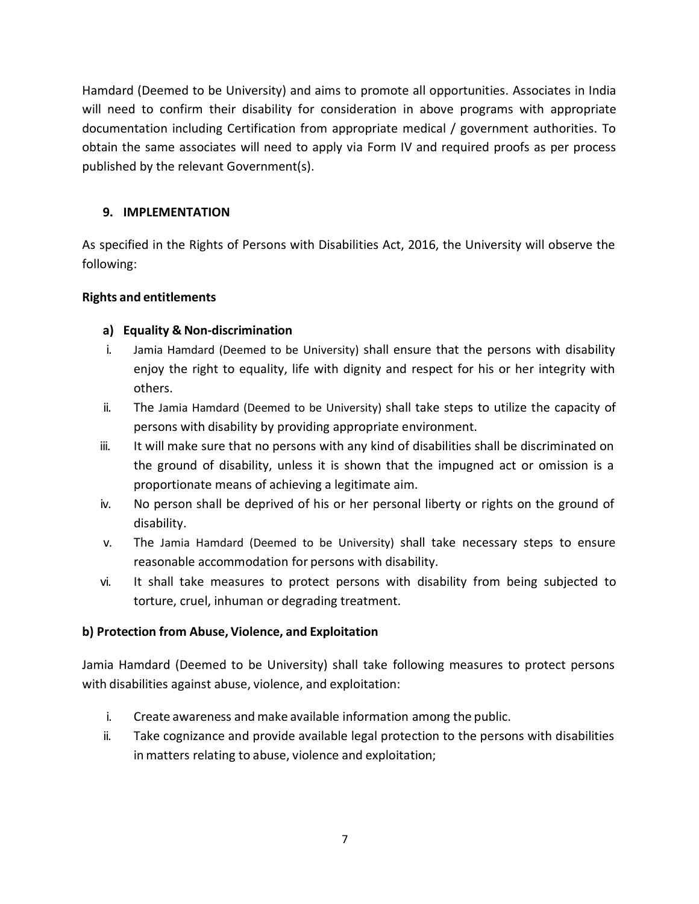Hamdard (Deemed to be University) and aims to promote all opportunities. Associates in India will need to confirm their disability for consideration in above programs with appropriate documentation including Certification from appropriate medical / government authorities. To obtain the same associates will need to apply via Form IV and required proofs as per process published by the relevant Government(s).

## 9. IMPLEMENTATION

As specified in the Rights of Persons with Disabilities Act, 2016, the University will observe the following:

### Rights and entitlements

#### a) Equality & Non-discrimination

i. Jamia Hamdard (Deemed to be University) shall ensure that the persons with disability enjoy the right to equality, life with dignity and respect for his or her integrity with others.

ii. The Jamia Hamdard (Deemed to be University) shall take steps to utilize the capacity of persons with disability by providing appropriate environment.

iii. It will make sure that no persons with any kind of disabilities shall be discriminated on the ground of disability, unless it is shown that the impugned act or omission is a proportionate means of achieving a legitimate aim.

iv. No person shall be deprived of his or her personal liberty or rights on the ground of disability.

v. The Jamia Hamdard (Deemed to be University) shall take necessary steps to ensure reasonable accommodation for persons with disability.

vi. It shall take measures to protect persons with disability from being subjected to torture, cruel, inhuman or degrading treatment.

#### b) Protection from Abuse, Violence, and Exploitation

Jamia Hamdard (Deemed to be University) shall take following measures to protect persons with disabilities against abuse, violence, and exploitation:

i. Create awareness and make available information among the public.

ii. Take cognizance and provide available legal protection to the persons with disabilities in matters relating to abuse, violence and exploitation;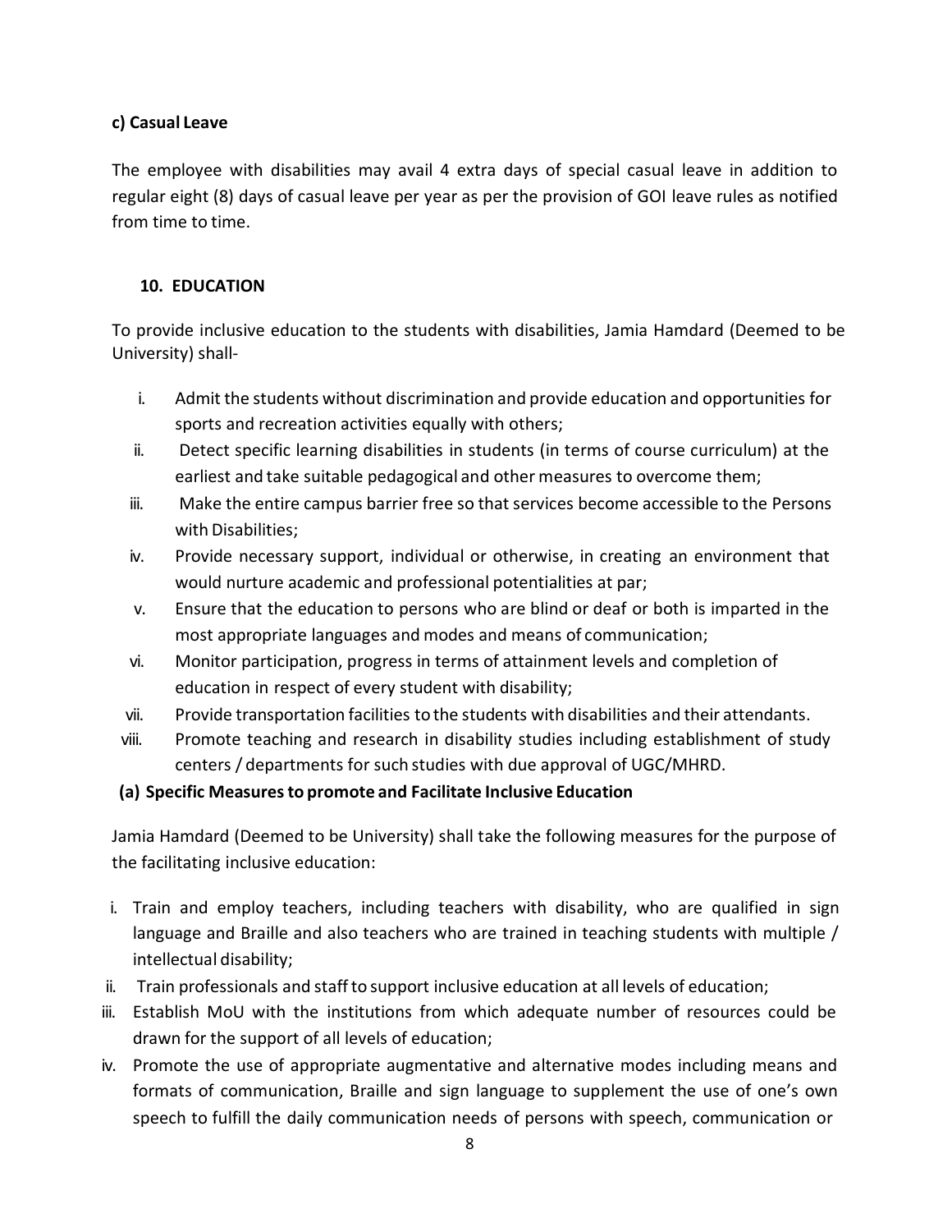### c) Casual Leave

The employee with disabilities may avail 4 extra days of special casual leave in addition to regular eight (8) days of casual leave per year as per the provision of GOI leave rules as notified from time to time.

## 10. EDUCATION

To provide inclusive education to the students with disabilities, Jamia Hamdard (Deemed to be University) shall-

i. Admit the students without discrimination and provide education and opportunities for sports and recreation activities equally with others;
ii. Detect specific learning disabilities in students (in terms of course curriculum) at the earliest and take suitable pedagogical and other measures to overcome them;
iii. Make the entire campus barrier free so that services become accessible to the Persons with Disabilities;
iv. Provide necessary support, individual or otherwise, in creating an environment that would nurture academic and professional potentialities at par;
v. Ensure that the education to persons who are blind or deaf or both is imparted in the most appropriate languages and modes and means of communication;
vi. Monitor participation, progress in terms of attainment levels and completion of education in respect of every student with disability;
vii. Provide transportation facilities to the students with disabilities and their attendants.
viii. Promote teaching and research in disability studies including establishment of study centers / departments for such studies with due approval of UGC/MHRD.

### (a) Specific Measures to promote and Facilitate Inclusive Education

Jamia Hamdard (Deemed to be University) shall take the following measures for the purpose of the facilitating inclusive education:

i. Train and employ teachers, including teachers with disability, who are qualified in sign language and Braille and also teachers who are trained in teaching students with multiple / intellectual disability;
ii. Train professionals and staff to support inclusive education at all levels of education;
iii. Establish MoU with the institutions from which adequate number of resources could be drawn for the support of all levels of education;
iv. Promote the use of appropriate augmentative and alternative modes including means and formats of communication, Braille and sign language to supplement the use of one's own speech to fulfill the daily communication needs of persons with speech, communication or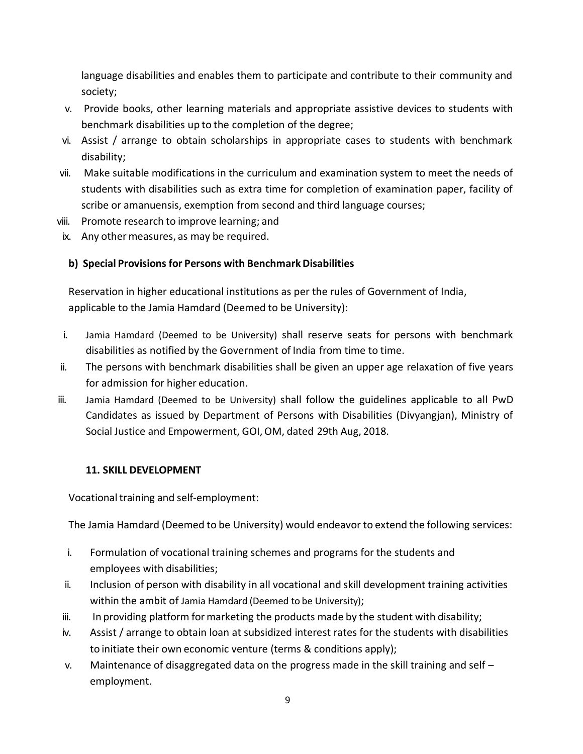language disabilities and enables them to participate and contribute to their community and society;

v. Provide books, other learning materials and appropriate assistive devices to students with benchmark disabilities up to the completion of the degree;
vi. Assist / arrange to obtain scholarships in appropriate cases to students with benchmark disability;
vii. Make suitable modifications in the curriculum and examination system to meet the needs of students with disabilities such as extra time for completion of examination paper, facility of scribe or amanuensis, exemption from second and third language courses;
viii. Promote research to improve learning; and
ix. Any other measures, as may be required.

**b) Special Provisions for Persons with Benchmark Disabilities**

Reservation in higher educational institutions as per the rules of Government of India, applicable to the Jamia Hamdard (Deemed to be University):

i. Jamia Hamdard (Deemed to be University) shall reserve seats for persons with benchmark disabilities as notified by the Government of India from time to time.
ii. The persons with benchmark disabilities shall be given an upper age relaxation of five years for admission for higher education.
iii. Jamia Hamdard (Deemed to be University) shall follow the guidelines applicable to all PwD Candidates as issued by Department of Persons with Disabilities (Divyangjan), Ministry of Social Justice and Empowerment, GOI, OM, dated 29th Aug, 2018.

**11. SKILL DEVELOPMENT**

Vocational training and self-employment:

The Jamia Hamdard (Deemed to be University) would endeavor to extend the following services:

i. Formulation of vocational training schemes and programs for the students and employees with disabilities;
ii. Inclusion of person with disability in all vocational and skill development training activities within the ambit of Jamia Hamdard (Deemed to be University);
iii. In providing platform for marketing the products made by the student with disability;
iv. Assist / arrange to obtain loan at subsidized interest rates for the students with disabilities to initiate their own economic venture (terms & conditions apply);
v. Maintenance of disaggregated data on the progress made in the skill training and self – employment.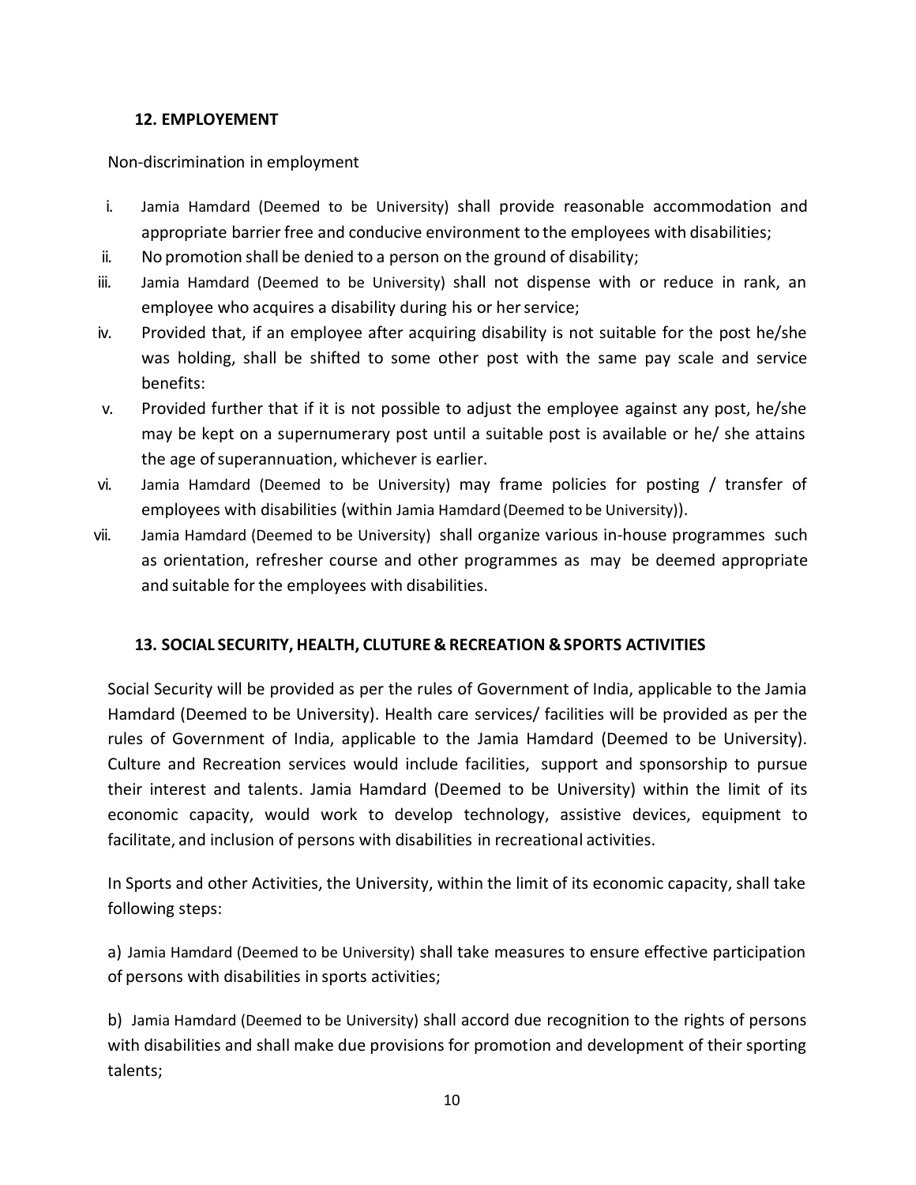## 12. EMPLOYEMENT

Non-discrimination in employment

i. Jamia Hamdard (Deemed to be University) shall provide reasonable accommodation and appropriate barrier free and conducive environment to the employees with disabilities;
ii. No promotion shall be denied to a person on the ground of disability;
iii. Jamia Hamdard (Deemed to be University) shall not dispense with or reduce in rank, an employee who acquires a disability during his or her service;
iv. Provided that, if an employee after acquiring disability is not suitable for the post he/she was holding, shall be shifted to some other post with the same pay scale and service benefits:
v. Provided further that if it is not possible to adjust the employee against any post, he/she may be kept on a supernumerary post until a suitable post is available or he/ she attains the age of superannuation, whichever is earlier.
vi. Jamia Hamdard (Deemed to be University) may frame policies for posting / transfer of employees with disabilities (within Jamia Hamdard (Deemed to be University)).
vii. Jamia Hamdard (Deemed to be University) shall organize various in-house programmes such as orientation, refresher course and other programmes as may be deemed appropriate and suitable for the employees with disabilities.

## 13. SOCIAL SECURITY, HEALTH, CLUTURE & RECREATION & SPORTS ACTIVITIES

Social Security will be provided as per the rules of Government of India, applicable to the Jamia Hamdard (Deemed to be University). Health care services/ facilities will be provided as per the rules of Government of India, applicable to the Jamia Hamdard (Deemed to be University). Culture and Recreation services would include facilities, support and sponsorship to pursue their interest and talents. Jamia Hamdard (Deemed to be University) within the limit of its economic capacity, would work to develop technology, assistive devices, equipment to facilitate, and inclusion of persons with disabilities in recreational activities.

In Sports and other Activities, the University, within the limit of its economic capacity, shall take following steps:

a) Jamia Hamdard (Deemed to be University) shall take measures to ensure effective participation of persons with disabilities in sports activities;

b) Jamia Hamdard (Deemed to be University) shall accord due recognition to the rights of persons with disabilities and shall make due provisions for promotion and development of their sporting talents;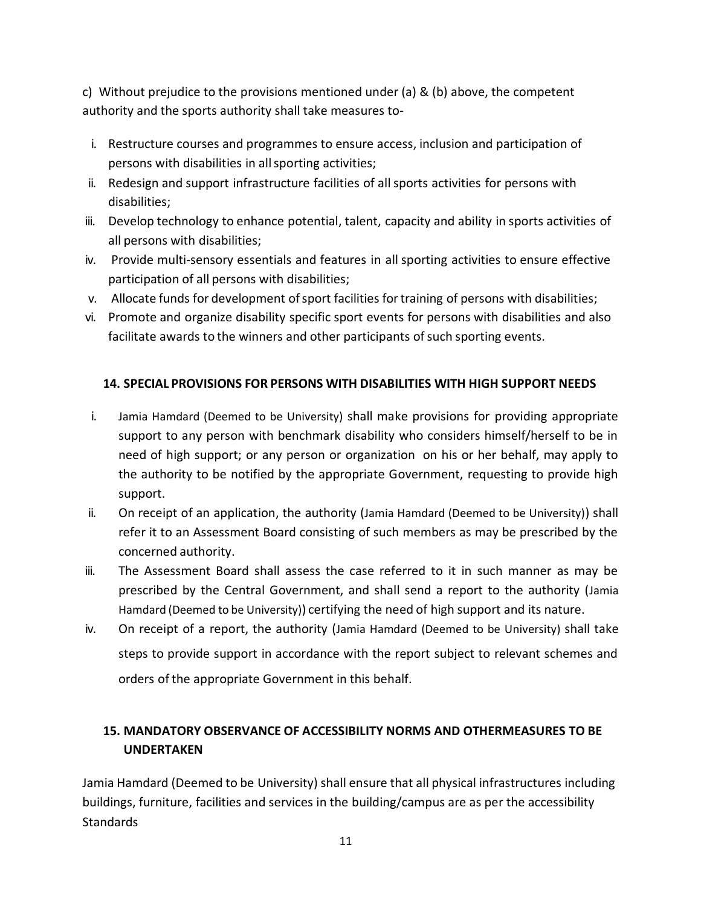c) Without prejudice to the provisions mentioned under (a) & (b) above, the competent authority and the sports authority shall take measures to-

i. Restructure courses and programmes to ensure access, inclusion and participation of persons with disabilities in all sporting activities;
ii. Redesign and support infrastructure facilities of all sports activities for persons with disabilities;
iii. Develop technology to enhance potential, talent, capacity and ability in sports activities of all persons with disabilities;
iv. Provide multi-sensory essentials and features in all sporting activities to ensure effective participation of all persons with disabilities;
v. Allocate funds for development of sport facilities for training of persons with disabilities;
vi. Promote and organize disability specific sport events for persons with disabilities and also facilitate awards to the winners and other participants of such sporting events.

### 14. SPECIAL PROVISIONS FOR PERSONS WITH DISABILITIES WITH HIGH SUPPORT NEEDS

i. Jamia Hamdard (Deemed to be University) shall make provisions for providing appropriate support to any person with benchmark disability who considers himself/herself to be in need of high support; or any person or organization on his or her behalf, may apply to the authority to be notified by the appropriate Government, requesting to provide high support.
ii. On receipt of an application, the authority (Jamia Hamdard (Deemed to be University)) shall refer it to an Assessment Board consisting of such members as may be prescribed by the concerned authority.
iii. The Assessment Board shall assess the case referred to it in such manner as may be prescribed by the Central Government, and shall send a report to the authority (Jamia Hamdard (Deemed to be University)) certifying the need of high support and its nature.
iv. On receipt of a report, the authority (Jamia Hamdard (Deemed to be University) shall take steps to provide support in accordance with the report subject to relevant schemes and orders of the appropriate Government in this behalf.

### 15. MANDATORY OBSERVANCE OF ACCESSIBILITY NORMS AND OTHERMEASURES TO BE UNDERTAKEN

Jamia Hamdard (Deemed to be University) shall ensure that all physical infrastructures including buildings, furniture, facilities and services in the building/campus are as per the accessibility Standards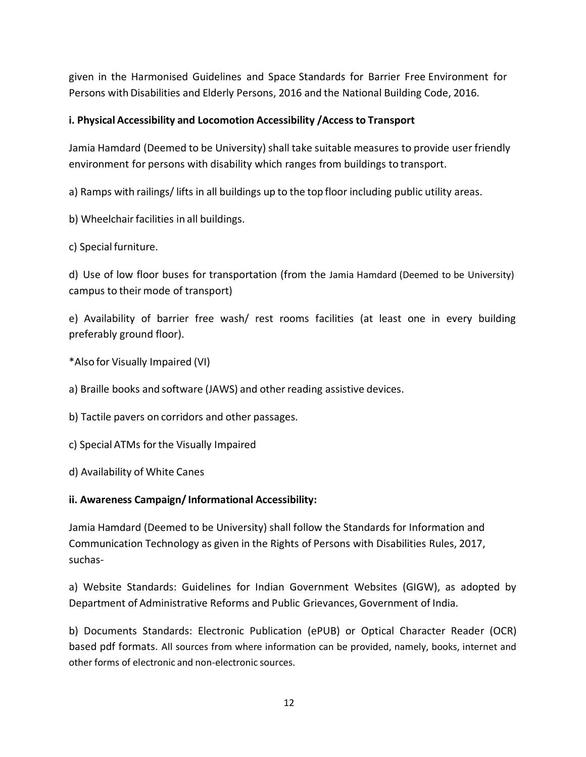given in the Harmonised Guidelines and Space Standards for Barrier Free Environment for Persons with Disabilities and Elderly Persons, 2016 and the National Building Code, 2016.

**i. Physical Accessibility and Locomotion Accessibility /Access to Transport**

Jamia Hamdard (Deemed to be University) shall take suitable measures to provide user friendly environment for persons with disability which ranges from buildings to transport.

a) Ramps with railings/ lifts in all buildings up to the top floor including public utility areas.

b) Wheelchair facilities in all buildings.

c) Special furniture.

d) Use of low floor buses for transportation (from the Jamia Hamdard (Deemed to be University) campus to their mode of transport)

e) Availability of barrier free wash/ rest rooms facilities (at least one in every building preferably ground floor).

*Also for Visually Impaired (VI)

a) Braille books and software (JAWS) and other reading assistive devices.

b) Tactile pavers on corridors and other passages.

c) Special ATMs for the Visually Impaired

d) Availability of White Canes

**ii. Awareness Campaign/ Informational Accessibility:**

Jamia Hamdard (Deemed to be University) shall follow the Standards for Information and Communication Technology as given in the Rights of Persons with Disabilities Rules, 2017, suchas-

a) Website Standards: Guidelines for Indian Government Websites (GIGW), as adopted by Department of Administrative Reforms and Public Grievances, Government of India.

b) Documents Standards: Electronic Publication (ePUB) or Optical Character Reader (OCR) based pdf formats. All sources from where information can be provided, namely, books, internet and other forms of electronic and non-electronic sources.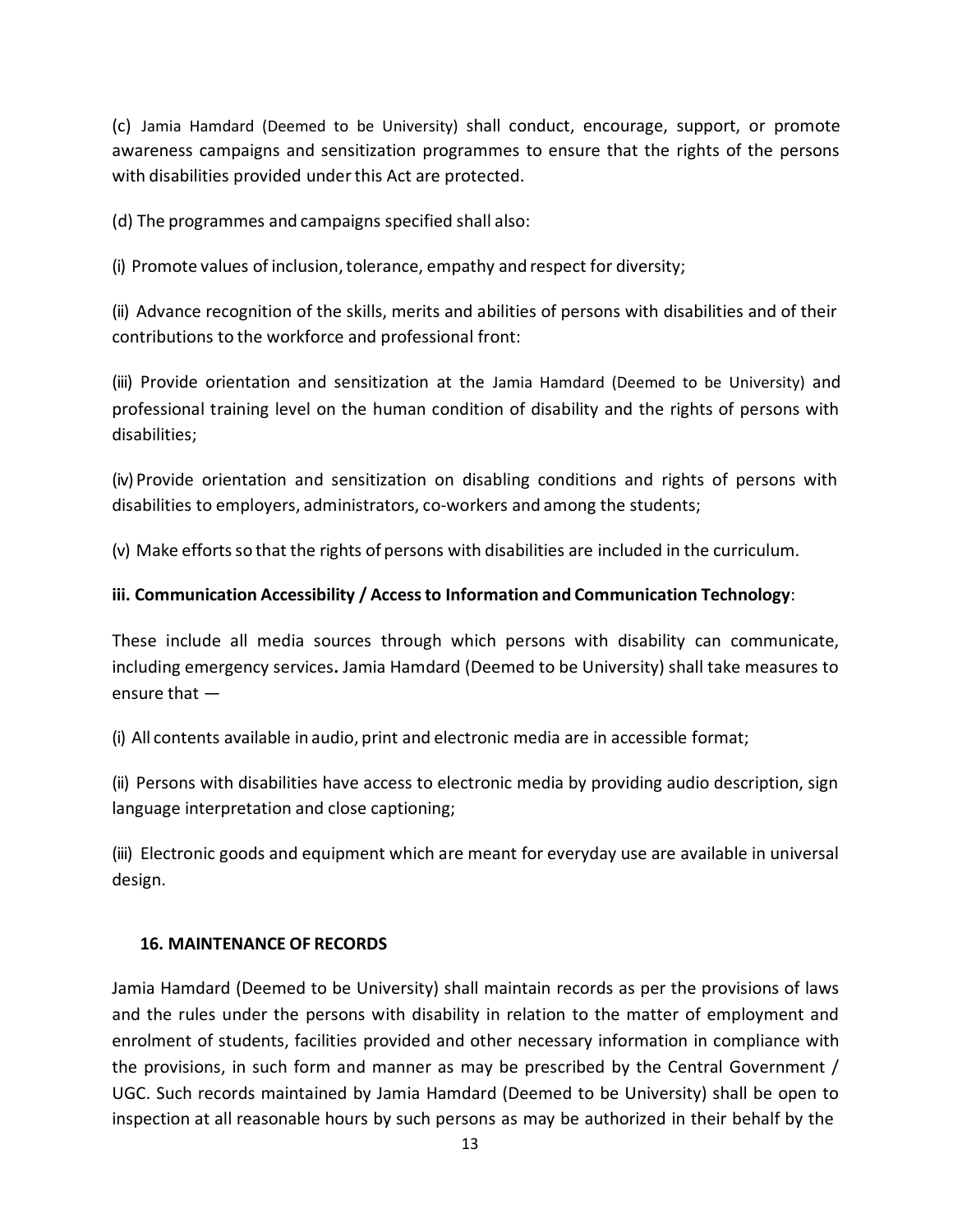(c) Jamia Hamdard (Deemed to be University) shall conduct, encourage, support, or promote awareness campaigns and sensitization programmes to ensure that the rights of the persons with disabilities provided under this Act are protected.

(d) The programmes and campaigns specified shall also:

(i) Promote values of inclusion, tolerance, empathy and respect for diversity;

(ii) Advance recognition of the skills, merits and abilities of persons with disabilities and of their contributions to the workforce and professional front:

(iii) Provide orientation and sensitization at the Jamia Hamdard (Deemed to be University) and professional training level on the human condition of disability and the rights of persons with disabilities;

(iv) Provide orientation and sensitization on disabling conditions and rights of persons with disabilities to employers, administrators, co-workers and among the students;

(v) Make efforts so that the rights of persons with disabilities are included in the curriculum.

**iii. Communication Accessibility / Access to Information and Communication Technology**:

These include all media sources through which persons with disability can communicate, including emergency services**.** Jamia Hamdard (Deemed to be University) shall take measures to ensure that —

(i) All contents available in audio, print and electronic media are in accessible format;

(ii) Persons with disabilities have access to electronic media by providing audio description, sign language interpretation and close captioning;

(iii) Electronic goods and equipment which are meant for everyday use are available in universal design.

## 16. MAINTENANCE OF RECORDS

Jamia Hamdard (Deemed to be University) shall maintain records as per the provisions of laws and the rules under the persons with disability in relation to the matter of employment and enrolment of students, facilities provided and other necessary information in compliance with the provisions, in such form and manner as may be prescribed by the Central Government / UGC. Such records maintained by Jamia Hamdard (Deemed to be University) shall be open to inspection at all reasonable hours by such persons as may be authorized in their behalf by the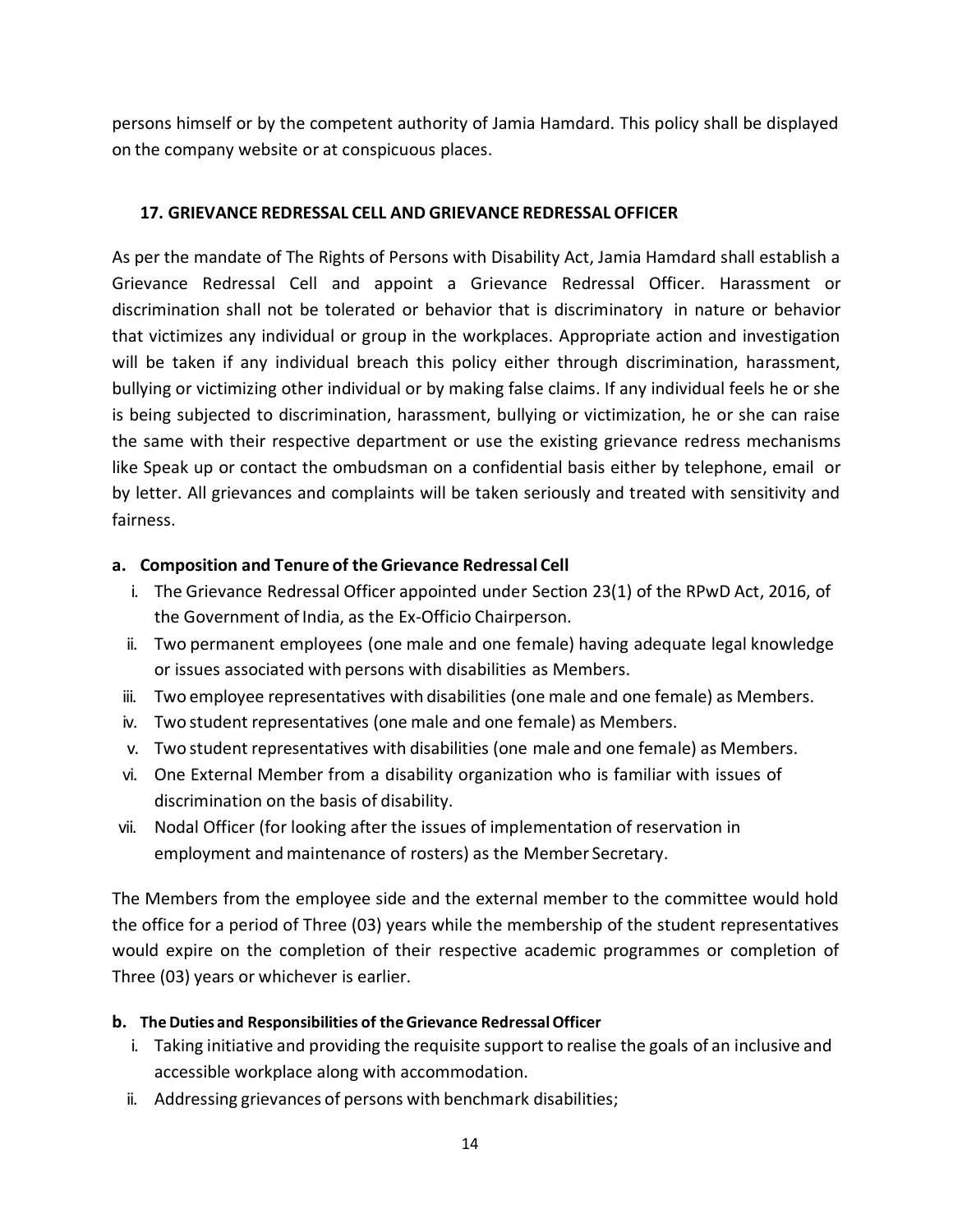persons himself or by the competent authority of Jamia Hamdard. This policy shall be displayed on the company website or at conspicuous places.

## 17. GRIEVANCE REDRESSAL CELL AND GRIEVANCE REDRESSAL OFFICER

As per the mandate of The Rights of Persons with Disability Act, Jamia Hamdard shall establish a Grievance Redressal Cell and appoint a Grievance Redressal Officer. Harassment or discrimination shall not be tolerated or behavior that is discriminatory in nature or behavior that victimizes any individual or group in the workplaces. Appropriate action and investigation will be taken if any individual breach this policy either through discrimination, harassment, bullying or victimizing other individual or by making false claims. If any individual feels he or she is being subjected to discrimination, harassment, bullying or victimization, he or she can raise the same with their respective department or use the existing grievance redress mechanisms like Speak up or contact the ombudsman on a confidential basis either by telephone, email or by letter. All grievances and complaints will be taken seriously and treated with sensitivity and fairness.

### a. Composition and Tenure of the Grievance Redressal Cell

i. The Grievance Redressal Officer appointed under Section 23(1) of the RPwD Act, 2016, of the Government of India, as the Ex-Officio Chairperson.

ii. Two permanent employees (one male and one female) having adequate legal knowledge or issues associated with persons with disabilities as Members.

iii. Two employee representatives with disabilities (one male and one female) as Members.

iv. Two student representatives (one male and one female) as Members.

v. Two student representatives with disabilities (one male and one female) as Members.

vi. One External Member from a disability organization who is familiar with issues of discrimination on the basis of disability.

vii. Nodal Officer (for looking after the issues of implementation of reservation in employment and maintenance of rosters) as the Member Secretary.

The Members from the employee side and the external member to the committee would hold the office for a period of Three (03) years while the membership of the student representatives would expire on the completion of their respective academic programmes or completion of Three (03) years or whichever is earlier.

### b. The Duties and Responsibilities of the Grievance Redressal Officer

i. Taking initiative and providing the requisite support to realise the goals of an inclusive and accessible workplace along with accommodation.

ii. Addressing grievances of persons with benchmark disabilities;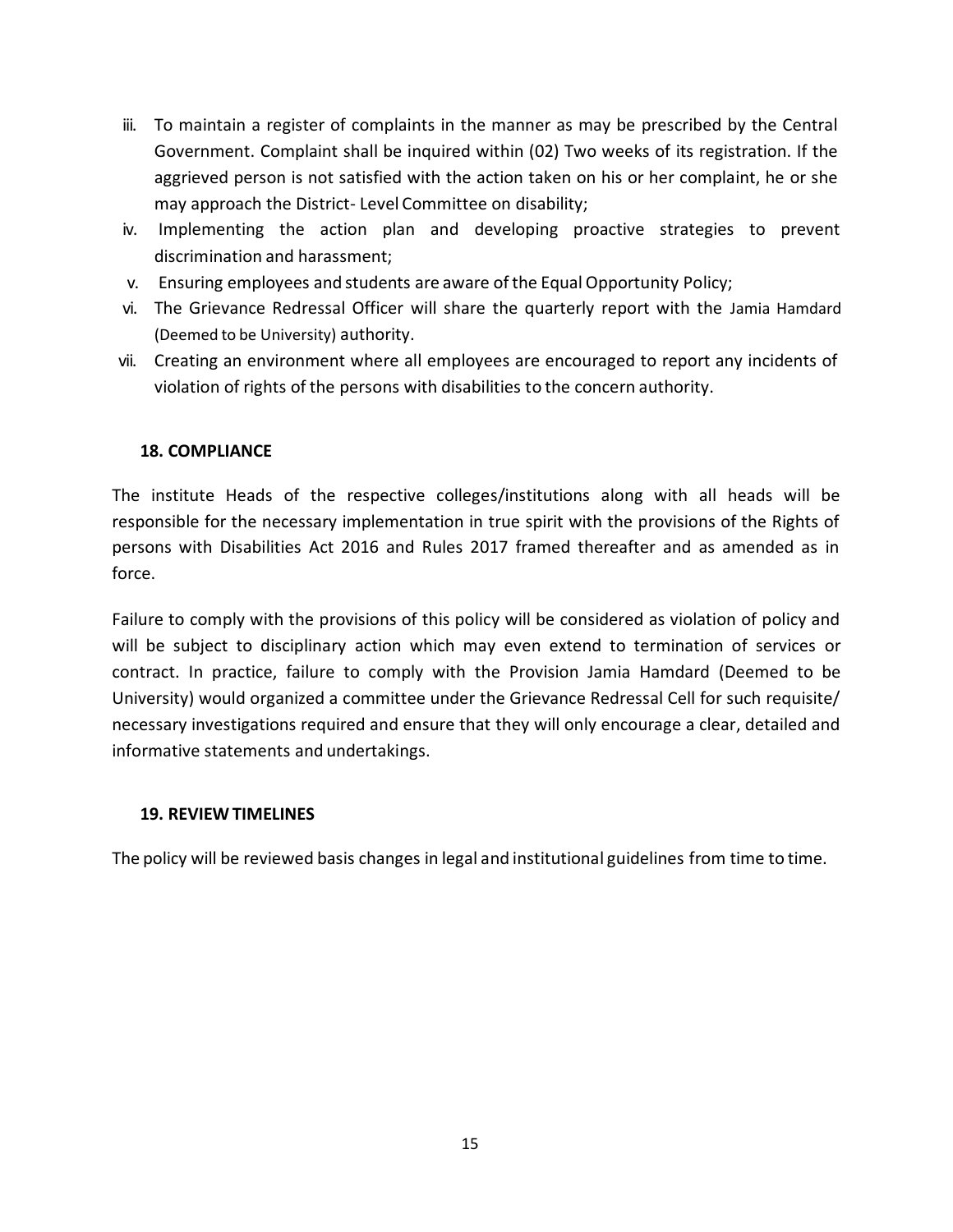iii. To maintain a register of complaints in the manner as may be prescribed by the Central Government. Complaint shall be inquired within (02) Two weeks of its registration. If the aggrieved person is not satisfied with the action taken on his or her complaint, he or she may approach the District- Level Committee on disability;

iv. Implementing the action plan and developing proactive strategies to prevent discrimination and harassment;

v. Ensuring employees and students are aware of the Equal Opportunity Policy;

vi. The Grievance Redressal Officer will share the quarterly report with the Jamia Hamdard (Deemed to be University) authority.

vii. Creating an environment where all employees are encouraged to report any incidents of violation of rights of the persons with disabilities to the concern authority.

**18. COMPLIANCE**

The institute Heads of the respective colleges/institutions along with all heads will be responsible for the necessary implementation in true spirit with the provisions of the Rights of persons with Disabilities Act 2016 and Rules 2017 framed thereafter and as amended as in force.

Failure to comply with the provisions of this policy will be considered as violation of policy and will be subject to disciplinary action which may even extend to termination of services or contract. In practice, failure to comply with the Provision Jamia Hamdard (Deemed to be University) would organized a committee under the Grievance Redressal Cell for such requisite/ necessary investigations required and ensure that they will only encourage a clear, detailed and informative statements and undertakings.

**19. REVIEW TIMELINES**

The policy will be reviewed basis changes in legal and institutional guidelines from time to time.